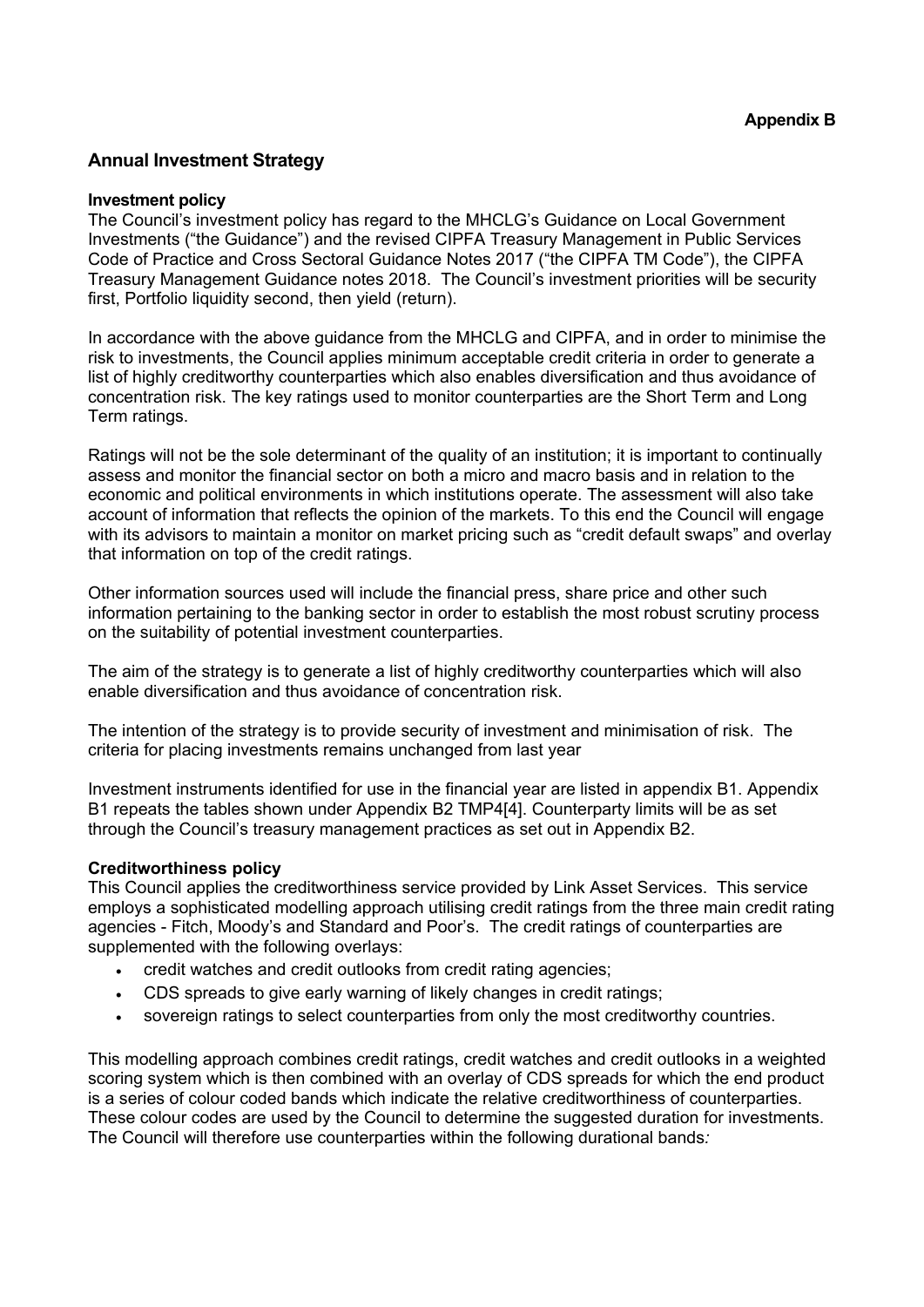**Appendix B**

## Annual Investment Strategy

### Investment policy

The Council's investment policy has regard to the MHCLG's Guidance on Local Government Investments ("the Guidance") and the revised CIPFA Treasury Management in Public Services Code of Practice and Cross Sectoral Guidance Notes 2017 ("the CIPFA TM Code"), the CIPFA Treasury Management Guidance notes 2018. The Council's investment priorities will be security first, Portfolio liquidity second, then yield (return).

In accordance with the above guidance from the MHCLG and CIPFA, and in order to minimise the risk to investments, the Council applies minimum acceptable credit criteria in order to generate a list of highly creditworthy counterparties which also enables diversification and thus avoidance of concentration risk. The key ratings used to monitor counterparties are the Short Term and Long Term ratings.

Ratings will not be the sole determinant of the quality of an institution; it is important to continually assess and monitor the financial sector on both a micro and macro basis and in relation to the economic and political environments in which institutions operate. The assessment will also take account of information that reflects the opinion of the markets. To this end the Council will engage with its advisors to maintain a monitor on market pricing such as "credit default swaps" and overlay that information on top of the credit ratings.

Other information sources used will include the financial press, share price and other such information pertaining to the banking sector in order to establish the most robust scrutiny process on the suitability of potential investment counterparties.

The aim of the strategy is to generate a list of highly creditworthy counterparties which will also enable diversification and thus avoidance of concentration risk.

The intention of the strategy is to provide security of investment and minimisation of risk. The criteria for placing investments remains unchanged from last year

Investment instruments identified for use in the financial year are listed in appendix B1. Appendix B1 repeats the tables shown under Appendix B2 TMP4[4]. Counterparty limits will be as set through the Council's treasury management practices as set out in Appendix B2.

### Creditworthiness policy

This Council applies the creditworthiness service provided by Link Asset Services. This service employs a sophisticated modelling approach utilising credit ratings from the three main credit rating agencies - Fitch, Moody's and Standard and Poor's. The credit ratings of counterparties are supplemented with the following overlays:

- credit watches and credit outlooks from credit rating agencies;
- CDS spreads to give early warning of likely changes in credit ratings;
- sovereign ratings to select counterparties from only the most creditworthy countries.

This modelling approach combines credit ratings, credit watches and credit outlooks in a weighted scoring system which is then combined with an overlay of CDS spreads for which the end product is a series of colour coded bands which indicate the relative creditworthiness of counterparties. These colour codes are used by the Council to determine the suggested duration for investments. The Council will therefore use counterparties within the following durational bands*:*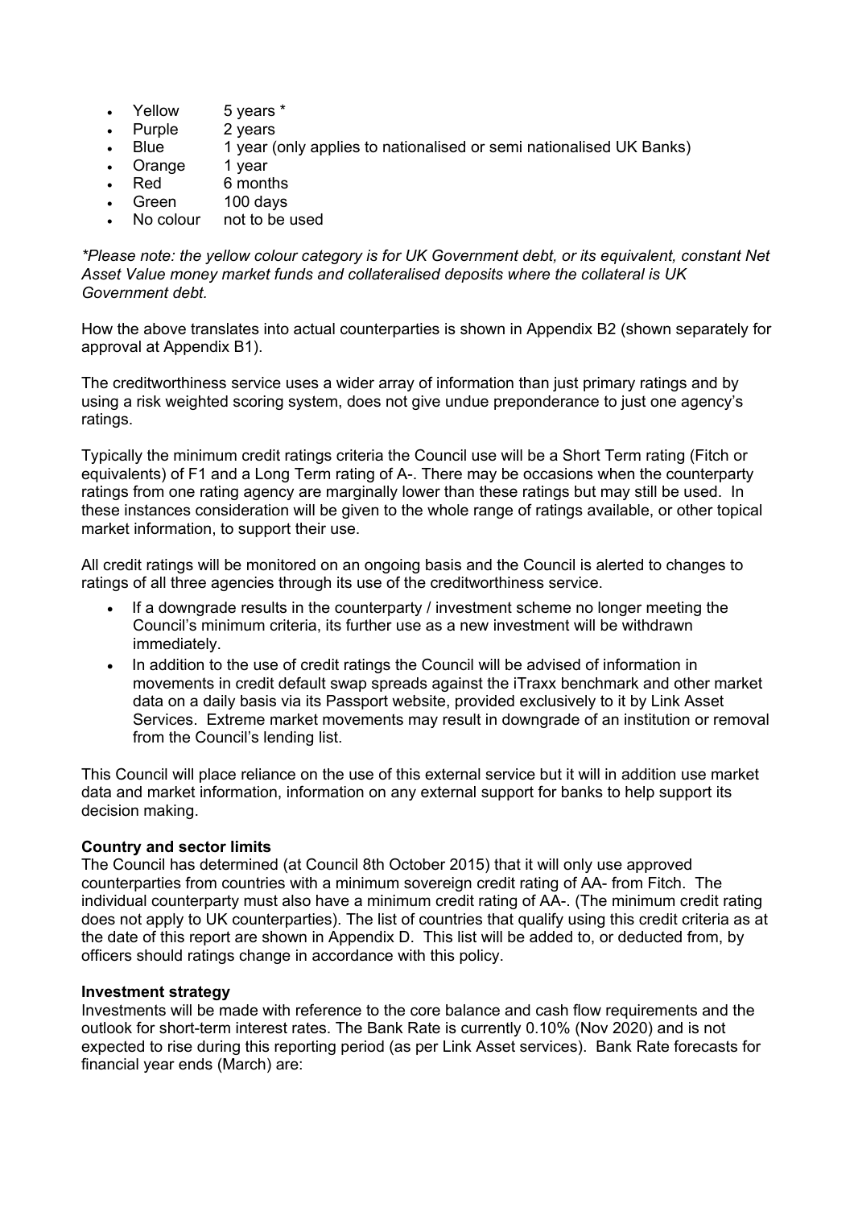- Yellow 5 years *
- Purple 2 years
- Blue 1 year (only applies to nationalised or semi nationalised UK Banks)
- Orange 1 year
- Red 6 months
- Green 100 days
- No colour not to be used

*\*Please note: the yellow colour category is for UK Government debt, or its equivalent, constant Net Asset Value money market funds and collateralised deposits where the collateral is UK Government debt.*

How the above translates into actual counterparties is shown in Appendix B2 (shown separately for approval at Appendix B1).

The creditworthiness service uses a wider array of information than just primary ratings and by using a risk weighted scoring system, does not give undue preponderance to just one agency's ratings.

Typically the minimum credit ratings criteria the Council use will be a Short Term rating (Fitch or equivalents) of F1 and a Long Term rating of A-. There may be occasions when the counterparty ratings from one rating agency are marginally lower than these ratings but may still be used. In these instances consideration will be given to the whole range of ratings available, or other topical market information, to support their use.

All credit ratings will be monitored on an ongoing basis and the Council is alerted to changes to ratings of all three agencies through its use of the creditworthiness service.

- If a downgrade results in the counterparty / investment scheme no longer meeting the Council's minimum criteria, its further use as a new investment will be withdrawn immediately.
- In addition to the use of credit ratings the Council will be advised of information in movements in credit default swap spreads against the iTraxx benchmark and other market data on a daily basis via its Passport website, provided exclusively to it by Link Asset Services. Extreme market movements may result in downgrade of an institution or removal from the Council's lending list.

This Council will place reliance on the use of this external service but it will in addition use market data and market information, information on any external support for banks to help support its decision making.

**Country and sector limits**

The Council has determined (at Council 8th October 2015) that it will only use approved counterparties from countries with a minimum sovereign credit rating of AA- from Fitch. The individual counterparty must also have a minimum credit rating of AA-. (The minimum credit rating does not apply to UK counterparties). The list of countries that qualify using this credit criteria as at the date of this report are shown in Appendix D. This list will be added to, or deducted from, by officers should ratings change in accordance with this policy.

**Investment strategy**

Investments will be made with reference to the core balance and cash flow requirements and the outlook for short-term interest rates. The Bank Rate is currently 0.10% (Nov 2020) and is not expected to rise during this reporting period (as per Link Asset services). Bank Rate forecasts for financial year ends (March) are: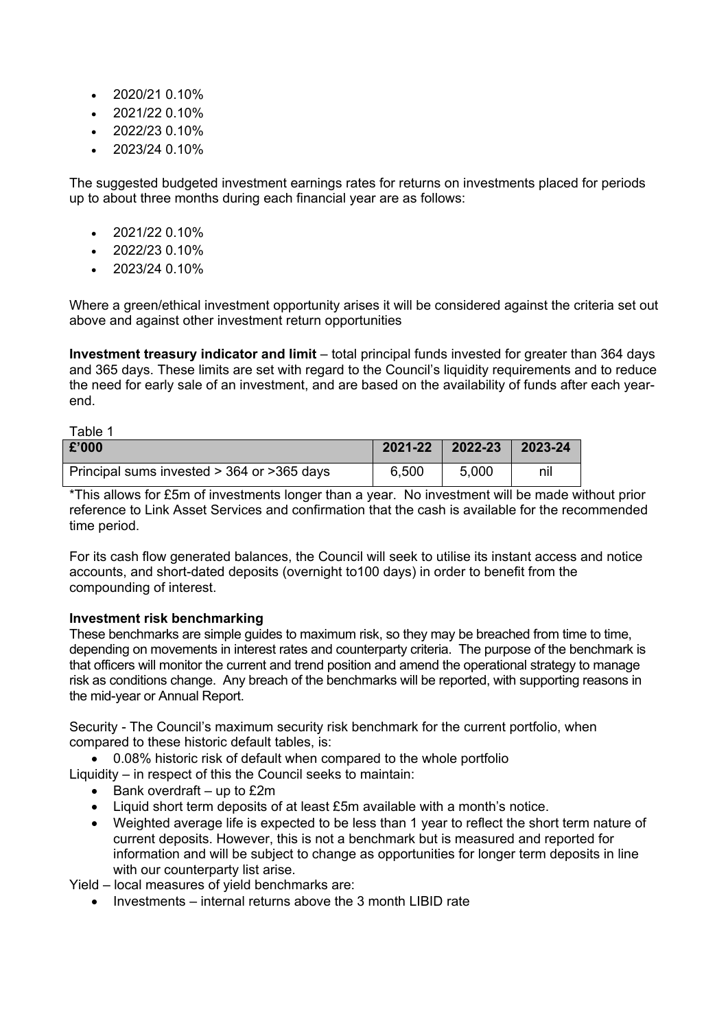- 2020/21 0.10%
- 2021/22 0.10%
- 2022/23 0.10%
- 2023/24 0.10%

The suggested budgeted investment earnings rates for returns on investments placed for periods up to about three months during each financial year are as follows:

- 2021/22 0.10%
- 2022/23 0.10%
- 2023/24 0.10%

Where a green/ethical investment opportunity arises it will be considered against the criteria set out above and against other investment return opportunities

**Investment treasury indicator and limit** – total principal funds invested for greater than 364 days and 365 days. These limits are set with regard to the Council's liquidity requirements and to reduce the need for early sale of an investment, and are based on the availability of funds after each year-end.

Table 1

| £'000 | 2021-22 | 2022-23 | 2023-24 |
|---|---|---|---|
| Principal sums invested > 364 or >365 days | 6,500 | 5,000 | nil |

*This allows for £5m of investments longer than a year. No investment will be made without prior reference to Link Asset Services and confirmation that the cash is available for the recommended time period.

For its cash flow generated balances, the Council will seek to utilise its instant access and notice accounts, and short-dated deposits (overnight to100 days) in order to benefit from the compounding of interest.

**Investment risk benchmarking**

These benchmarks are simple guides to maximum risk, so they may be breached from time to time, depending on movements in interest rates and counterparty criteria. The purpose of the benchmark is that officers will monitor the current and trend position and amend the operational strategy to manage risk as conditions change. Any breach of the benchmarks will be reported, with supporting reasons in the mid-year or Annual Report.

Security - The Council's maximum security risk benchmark for the current portfolio, when compared to these historic default tables, is:

- 0.08% historic risk of default when compared to the whole portfolio

Liquidity – in respect of this the Council seeks to maintain:

- Bank overdraft – up to £2m
- Liquid short term deposits of at least £5m available with a month's notice.
- Weighted average life is expected to be less than 1 year to reflect the short term nature of current deposits. However, this is not a benchmark but is measured and reported for information and will be subject to change as opportunities for longer term deposits in line with our counterparty list arise.

Yield – local measures of yield benchmarks are:

- Investments – internal returns above the 3 month LIBID rate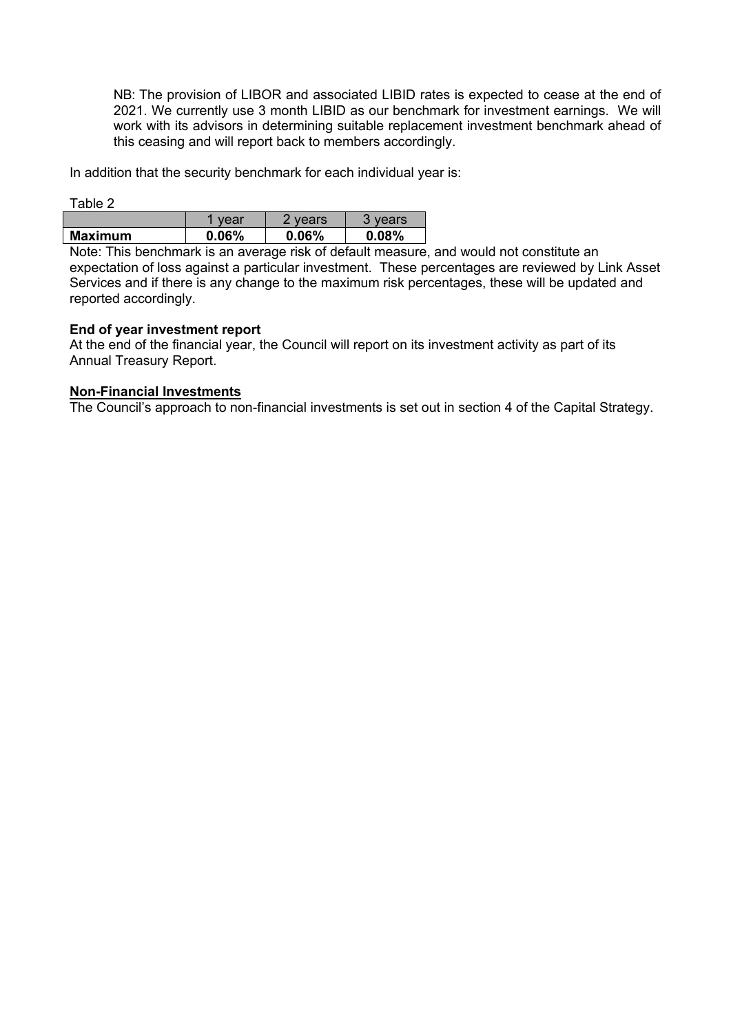NB: The provision of LIBOR and associated LIBID rates is expected to cease at the end of 2021. We currently use 3 month LIBID as our benchmark for investment earnings. We will work with its advisors in determining suitable replacement investment benchmark ahead of this ceasing and will report back to members accordingly.

In addition that the security benchmark for each individual year is:

Table 2

| | 1 year | 2 years | 3 years |
|---|---|---|---|
| **Maximum** | **0.06%** | **0.06%** | **0.08%** |

Note: This benchmark is an average risk of default measure, and would not constitute an expectation of loss against a particular investment. These percentages are reviewed by Link Asset Services and if there is any change to the maximum risk percentages, these will be updated and reported accordingly.

**End of year investment report**

At the end of the financial year, the Council will report on its investment activity as part of its Annual Treasury Report.

**Non-Financial Investments**

The Council's approach to non-financial investments is set out in section 4 of the Capital Strategy.